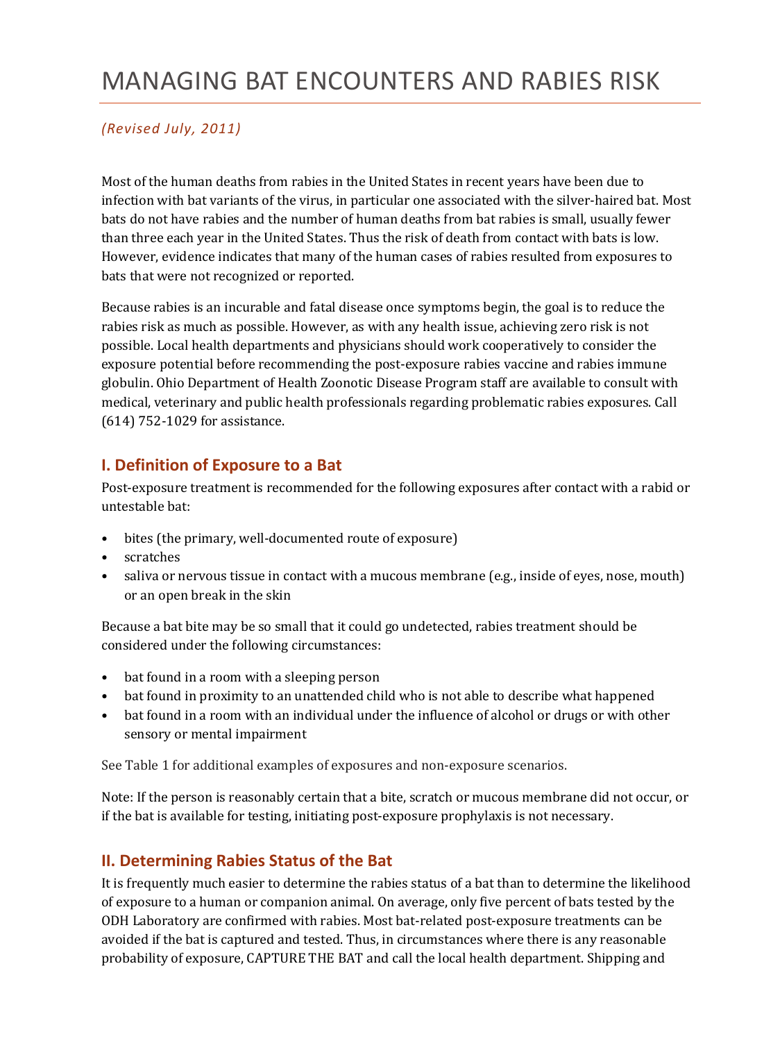# MANAGING BAT ENCOUNTERS AND RABIES RISK

*(Revised July, 2011)*

Most of the human deaths from rabies in the United States in recent years have been due to infection with bat variants of the virus, in particular one associated with the silver-haired bat. Most bats do not have rabies and the number of human deaths from bat rabies is small, usually fewer than three each year in the United States. Thus the risk of death from contact with bats is low. However, evidence indicates that many of the human cases of rabies resulted from exposures to bats that were not recognized or reported.

Because rabies is an incurable and fatal disease once symptoms begin, the goal is to reduce the rabies risk as much as possible. However, as with any health issue, achieving zero risk is not possible. Local health departments and physicians should work cooperatively to consider the exposure potential before recommending the post-exposure rabies vaccine and rabies immune globulin. Ohio Department of Health Zoonotic Disease Program staff are available to consult with medical, veterinary and public health professionals regarding problematic rabies exposures. Call (614) 752-1029 for assistance.

## I. Definition of Exposure to a Bat

Post-exposure treatment is recommended for the following exposures after contact with a rabid or untestable bat:

- bites (the primary, well-documented route of exposure)
- scratches
- saliva or nervous tissue in contact with a mucous membrane (e.g., inside of eyes, nose, mouth) or an open break in the skin

Because a bat bite may be so small that it could go undetected, rabies treatment should be considered under the following circumstances:

- bat found in a room with a sleeping person
- bat found in proximity to an unattended child who is not able to describe what happened
- bat found in a room with an individual under the influence of alcohol or drugs or with other sensory or mental impairment

See Table 1 for additional examples of exposures and non-exposure scenarios.

Note: If the person is reasonably certain that a bite, scratch or mucous membrane did not occur, or if the bat is available for testing, initiating post-exposure prophylaxis is not necessary.

## II. Determining Rabies Status of the Bat

It is frequently much easier to determine the rabies status of a bat than to determine the likelihood of exposure to a human or companion animal. On average, only five percent of bats tested by the ODH Laboratory are confirmed with rabies. Most bat-related post-exposure treatments can be avoided if the bat is captured and tested. Thus, in circumstances where there is any reasonable probability of exposure, CAPTURE THE BAT and call the local health department. Shipping and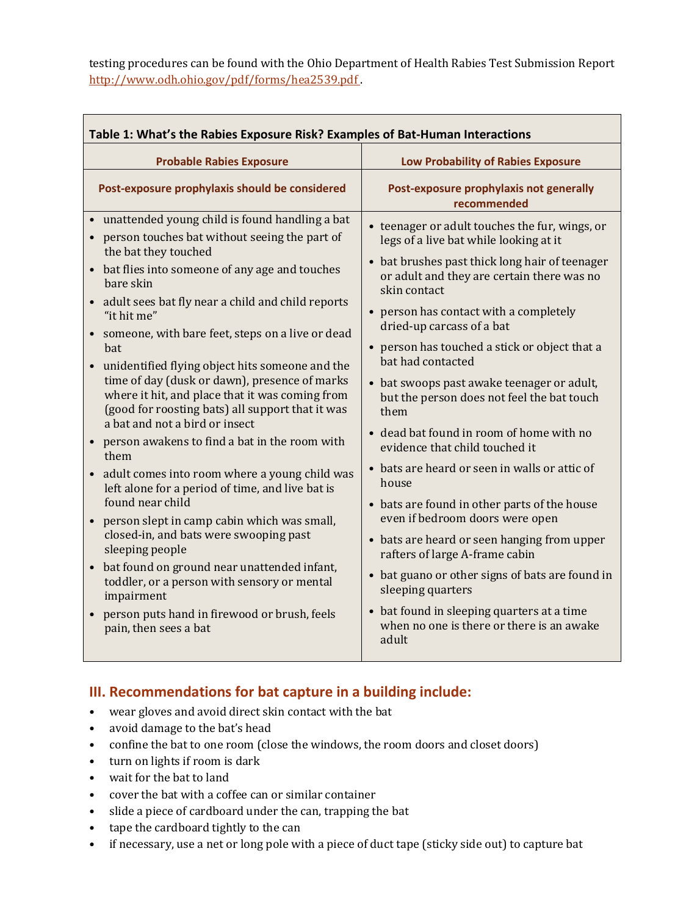testing procedures can be found with the Ohio Department of Health Rabies Test Submission Report http://www.odh.ohio.gov/pdf/forms/hea2539.pdf .

**Table 1: What's the Rabies Exposure Risk? Examples of Bat-Human Interactions**

| Probable Rabies Exposure | Low Probability of Rabies Exposure |
|---|---|
| **Post-exposure prophylaxis should be considered** | **Post-exposure prophylaxis not generally recommended** |
| • unattended young child is found handling a bat<br>• person touches bat without seeing the part of the bat they touched<br>• bat flies into someone of any age and touches bare skin<br>• adult sees bat fly near a child and child reports "it hit me"<br>• someone, with bare feet, steps on a live or dead bat<br>• unidentified flying object hits someone and the time of day (dusk or dawn), presence of marks where it hit, and place that it was coming from (good for roosting bats) all support that it was a bat and not a bird or insect<br>• person awakens to find a bat in the room with them<br>• adult comes into room where a young child was left alone for a period of time, and live bat is found near child<br>• person slept in camp cabin which was small, closed-in, and bats were swooping past sleeping people<br>• bat found on ground near unattended infant, toddler, or a person with sensory or mental impairment<br>• person puts hand in firewood or brush, feels pain, then sees a bat | • teenager or adult touches the fur, wings, or legs of a live bat while looking at it<br>• bat brushes past thick long hair of teenager or adult and they are certain there was no skin contact<br>• person has contact with a completely dried-up carcass of a bat<br>• person has touched a stick or object that a bat had contacted<br>• bat swoops past awake teenager or adult, but the person does not feel the bat touch them<br>• dead bat found in room of home with no evidence that child touched it<br>• bats are heard or seen in walls or attic of house<br>• bats are found in other parts of the house even if bedroom doors were open<br>• bats are heard or seen hanging from upper rafters of large A-frame cabin<br>• bat guano or other signs of bats are found in sleeping quarters<br>• bat found in sleeping quarters at a time when no one is there or there is an awake adult |

## III. Recommendations for bat capture in a building include:

- wear gloves and avoid direct skin contact with the bat
- avoid damage to the bat's head
- confine the bat to one room (close the windows, the room doors and closet doors)
- turn on lights if room is dark
- wait for the bat to land
- cover the bat with a coffee can or similar container
- slide a piece of cardboard under the can, trapping the bat
- tape the cardboard tightly to the can
- if necessary, use a net or long pole with a piece of duct tape (sticky side out) to capture bat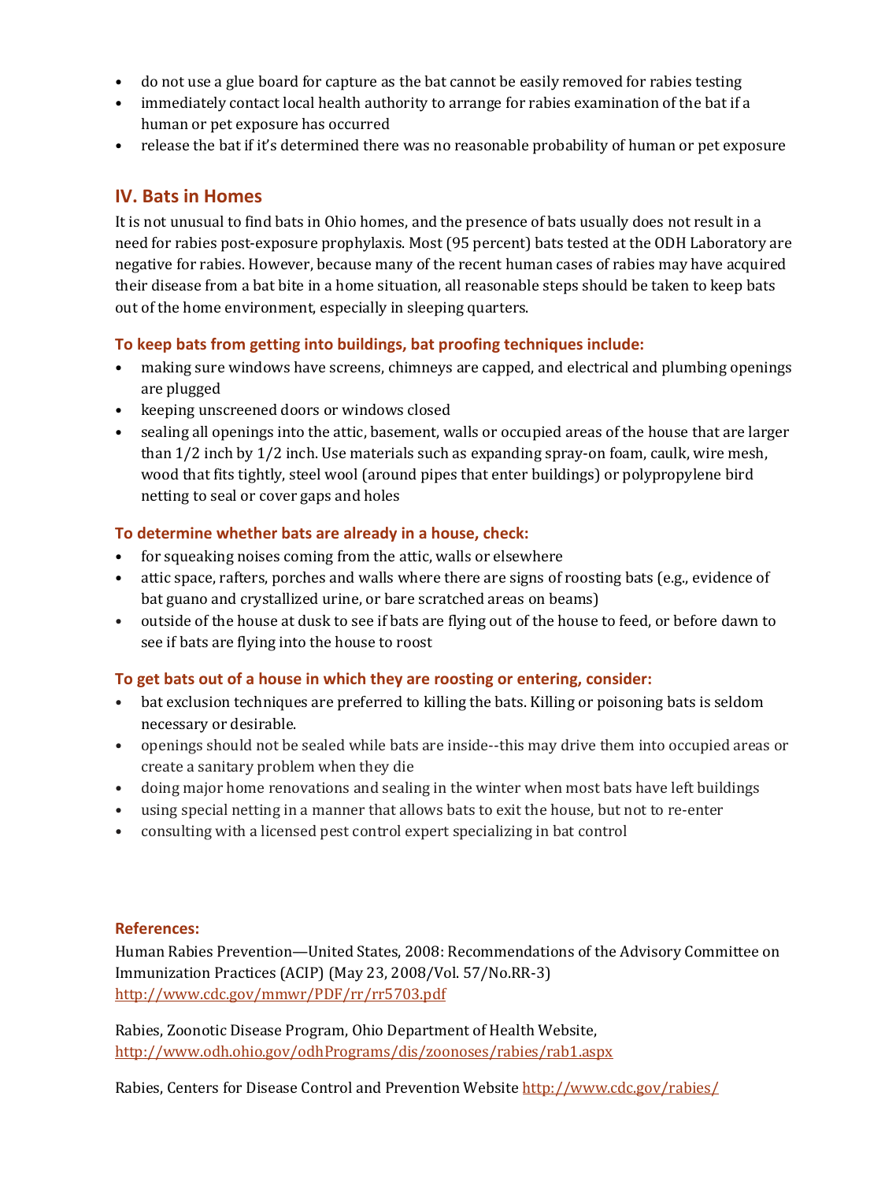- do not use a glue board for capture as the bat cannot be easily removed for rabies testing
- immediately contact local health authority to arrange for rabies examination of the bat if a human or pet exposure has occurred
- release the bat if it's determined there was no reasonable probability of human or pet exposure

## IV. Bats in Homes

It is not unusual to find bats in Ohio homes, and the presence of bats usually does not result in a need for rabies post-exposure prophylaxis. Most (95 percent) bats tested at the ODH Laboratory are negative for rabies. However, because many of the recent human cases of rabies may have acquired their disease from a bat bite in a home situation, all reasonable steps should be taken to keep bats out of the home environment, especially in sleeping quarters.

### To keep bats from getting into buildings, bat proofing techniques include:

- making sure windows have screens, chimneys are capped, and electrical and plumbing openings are plugged
- keeping unscreened doors or windows closed
- sealing all openings into the attic, basement, walls or occupied areas of the house that are larger than 1/2 inch by 1/2 inch. Use materials such as expanding spray-on foam, caulk, wire mesh, wood that fits tightly, steel wool (around pipes that enter buildings) or polypropylene bird netting to seal or cover gaps and holes

### To determine whether bats are already in a house, check:

- for squeaking noises coming from the attic, walls or elsewhere
- attic space, rafters, porches and walls where there are signs of roosting bats (e.g., evidence of bat guano and crystallized urine, or bare scratched areas on beams)
- outside of the house at dusk to see if bats are flying out of the house to feed, or before dawn to see if bats are flying into the house to roost

### To get bats out of a house in which they are roosting or entering, consider:

- bat exclusion techniques are preferred to killing the bats. Killing or poisoning bats is seldom necessary or desirable.
- openings should not be sealed while bats are inside--this may drive them into occupied areas or create a sanitary problem when they die
- doing major home renovations and sealing in the winter when most bats have left buildings
- using special netting in a manner that allows bats to exit the house, but not to re-enter
- consulting with a licensed pest control expert specializing in bat control

### References:

Human Rabies Prevention—United States, 2008: Recommendations of the Advisory Committee on Immunization Practices (ACIP) (May 23, 2008/Vol. 57/No.RR-3) http://www.cdc.gov/mmwr/PDF/rr/rr5703.pdf

Rabies, Zoonotic Disease Program, Ohio Department of Health Website, http://www.odh.ohio.gov/odhPrograms/dis/zoonoses/rabies/rab1.aspx

Rabies, Centers for Disease Control and Prevention Website http://www.cdc.gov/rabies/